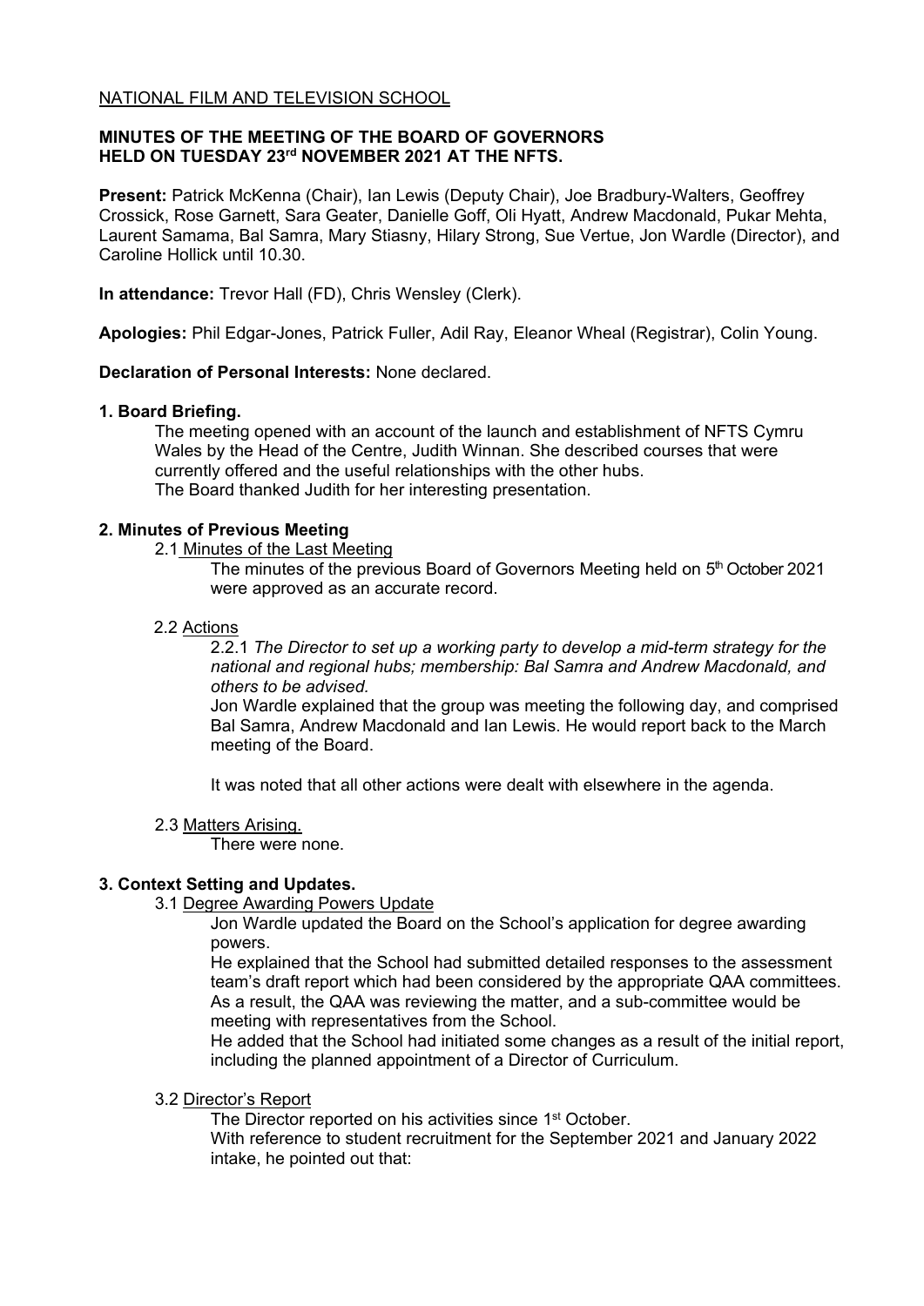NATIONAL FILM AND TELEVISION SCHOOL

**MINUTES OF THE MEETING OF THE BOARD OF GOVERNORS HELD ON TUESDAY 23rd NOVEMBER 2021 AT THE NFTS.**

**Present:** Patrick McKenna (Chair), Ian Lewis (Deputy Chair), Joe Bradbury-Walters, Geoffrey Crossick, Rose Garnett, Sara Geater, Danielle Goff, Oli Hyatt, Andrew Macdonald, Pukar Mehta, Laurent Samama, Bal Samra, Mary Stiasny, Hilary Strong, Sue Vertue, Jon Wardle (Director), and Caroline Hollick until 10.30.

**In attendance:** Trevor Hall (FD), Chris Wensley (Clerk).

**Apologies:** Phil Edgar-Jones, Patrick Fuller, Adil Ray, Eleanor Wheal (Registrar), Colin Young.

**Declaration of Personal Interests:** None declared.

**1. Board Briefing.**

The meeting opened with an account of the launch and establishment of NFTS Cymru Wales by the Head of the Centre, Judith Winnan. She described courses that were currently offered and the useful relationships with the other hubs.
The Board thanked Judith for her interesting presentation.

**2. Minutes of Previous Meeting**

2.1 Minutes of the Last Meeting

The minutes of the previous Board of Governors Meeting held on 5th October 2021 were approved as an accurate record.

2.2 Actions

2.2.1 *The Director to set up a working party to develop a mid-term strategy for the national and regional hubs; membership: Bal Samra and Andrew Macdonald, and others to be advised.*

Jon Wardle explained that the group was meeting the following day, and comprised Bal Samra, Andrew Macdonald and Ian Lewis. He would report back to the March meeting of the Board.

It was noted that all other actions were dealt with elsewhere in the agenda.

2.3 Matters Arising.

There were none.

**3. Context Setting and Updates.**

3.1 Degree Awarding Powers Update

Jon Wardle updated the Board on the School's application for degree awarding powers.
He explained that the School had submitted detailed responses to the assessment team's draft report which had been considered by the appropriate QAA committees. As a result, the QAA was reviewing the matter, and a sub-committee would be meeting with representatives from the School.
He added that the School had initiated some changes as a result of the initial report, including the planned appointment of a Director of Curriculum.

3.2 Director's Report

The Director reported on his activities since 1st October.
With reference to student recruitment for the September 2021 and January 2022 intake, he pointed out that: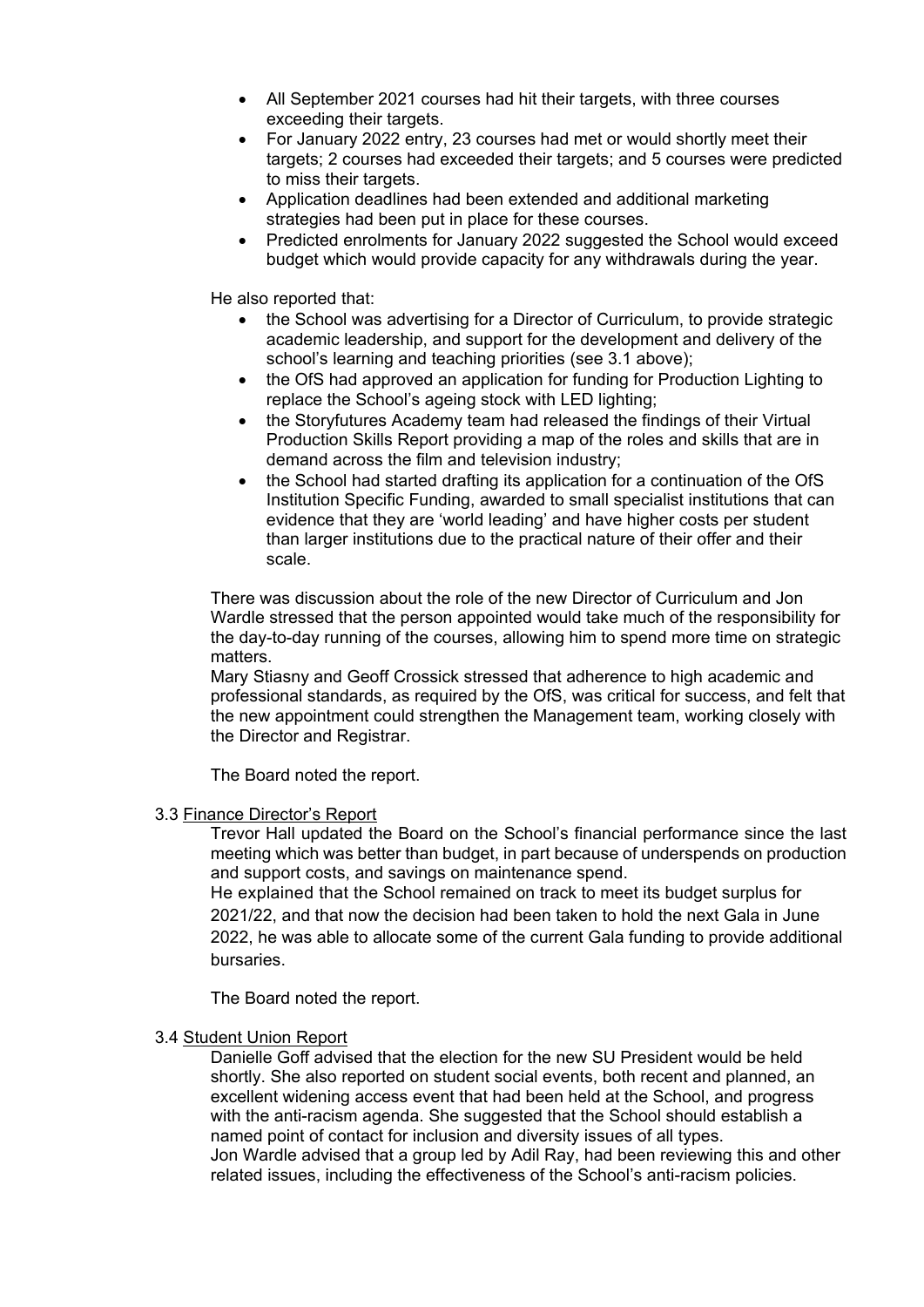- All September 2021 courses had hit their targets, with three courses exceeding their targets.
- For January 2022 entry, 23 courses had met or would shortly meet their targets; 2 courses had exceeded their targets; and 5 courses were predicted to miss their targets.
- Application deadlines had been extended and additional marketing strategies had been put in place for these courses.
- Predicted enrolments for January 2022 suggested the School would exceed budget which would provide capacity for any withdrawals during the year.

He also reported that:

- the School was advertising for a Director of Curriculum, to provide strategic academic leadership, and support for the development and delivery of the school's learning and teaching priorities (see 3.1 above);
- the OfS had approved an application for funding for Production Lighting to replace the School's ageing stock with LED lighting;
- the Storyfutures Academy team had released the findings of their Virtual Production Skills Report providing a map of the roles and skills that are in demand across the film and television industry;
- the School had started drafting its application for a continuation of the OfS Institution Specific Funding, awarded to small specialist institutions that can evidence that they are 'world leading' and have higher costs per student than larger institutions due to the practical nature of their offer and their scale.

There was discussion about the role of the new Director of Curriculum and Jon Wardle stressed that the person appointed would take much of the responsibility for the day-to-day running of the courses, allowing him to spend more time on strategic matters.
Mary Stiasny and Geoff Crossick stressed that adherence to high academic and professional standards, as required by the OfS, was critical for success, and felt that the new appointment could strengthen the Management team, working closely with the Director and Registrar.

The Board noted the report.

3.3 Finance Director's Report

Trevor Hall updated the Board on the School's financial performance since the last meeting which was better than budget, in part because of underspends on production and support costs, and savings on maintenance spend.
He explained that the School remained on track to meet its budget surplus for 2021/22, and that now the decision had been taken to hold the next Gala in June 2022, he was able to allocate some of the current Gala funding to provide additional bursaries.

The Board noted the report.

3.4 Student Union Report

Danielle Goff advised that the election for the new SU President would be held shortly. She also reported on student social events, both recent and planned, an excellent widening access event that had been held at the School, and progress with the anti-racism agenda. She suggested that the School should establish a named point of contact for inclusion and diversity issues of all types.
Jon Wardle advised that a group led by Adil Ray, had been reviewing this and other related issues, including the effectiveness of the School's anti-racism policies.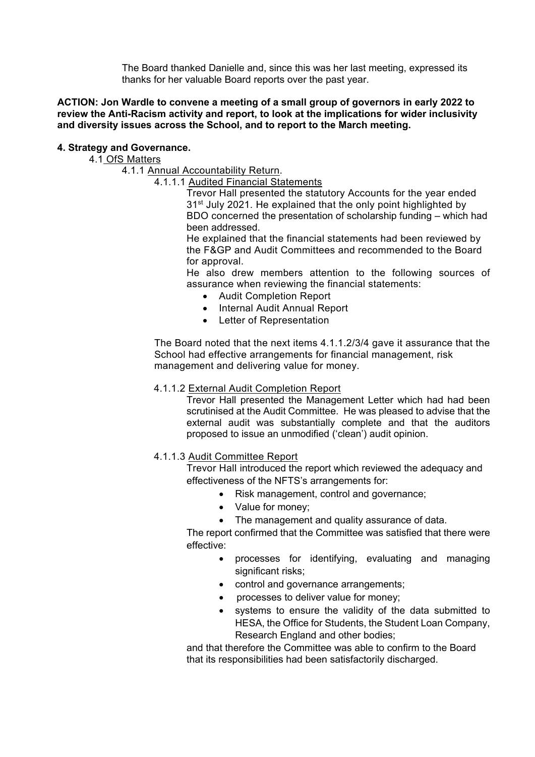The Board thanked Danielle and, since this was her last meeting, expressed its thanks for her valuable Board reports over the past year.

**ACTION: Jon Wardle to convene a meeting of a small group of governors in early 2022 to review the Anti-Racism activity and report, to look at the implications for wider inclusivity and diversity issues across the School, and to report to the March meeting.**

**4. Strategy and Governance.**

4.1 OfS Matters

4.1.1 Annual Accountability Return.

4.1.1.1 Audited Financial Statements

Trevor Hall presented the statutory Accounts for the year ended 31st July 2021. He explained that the only point highlighted by BDO concerned the presentation of scholarship funding – which had been addressed.

He explained that the financial statements had been reviewed by the F&GP and Audit Committees and recommended to the Board for approval.

He also drew members attention to the following sources of assurance when reviewing the financial statements:

- Audit Completion Report
- Internal Audit Annual Report
- Letter of Representation

The Board noted that the next items 4.1.1.2/3/4 gave it assurance that the School had effective arrangements for financial management, risk management and delivering value for money.

4.1.1.2 External Audit Completion Report

Trevor Hall presented the Management Letter which had had been scrutinised at the Audit Committee. He was pleased to advise that the external audit was substantially complete and that the auditors proposed to issue an unmodified ('clean') audit opinion.

4.1.1.3 Audit Committee Report

Trevor Hall introduced the report which reviewed the adequacy and effectiveness of the NFTS's arrangements for:

- Risk management, control and governance;
- Value for money;
- The management and quality assurance of data.

The report confirmed that the Committee was satisfied that there were effective:

- processes for identifying, evaluating and managing significant risks;
- control and governance arrangements;
- processes to deliver value for money;
- systems to ensure the validity of the data submitted to HESA, the Office for Students, the Student Loan Company, Research England and other bodies;

and that therefore the Committee was able to confirm to the Board that its responsibilities had been satisfactorily discharged.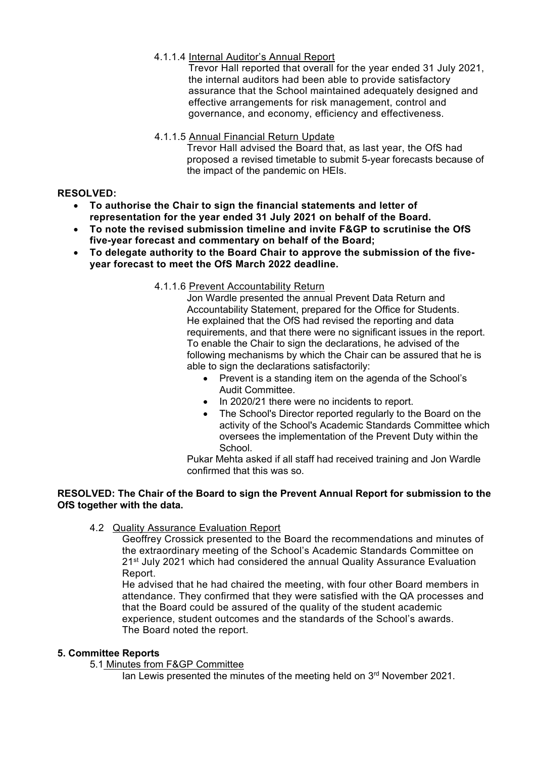4.1.1.4 Internal Auditor's Annual Report

Trevor Hall reported that overall for the year ended 31 July 2021, the internal auditors had been able to provide satisfactory assurance that the School maintained adequately designed and effective arrangements for risk management, control and governance, and economy, efficiency and effectiveness.

4.1.1.5 Annual Financial Return Update

Trevor Hall advised the Board that, as last year, the OfS had proposed a revised timetable to submit 5-year forecasts because of the impact of the pandemic on HEIs.

**RESOLVED:**

- **To authorise the Chair to sign the financial statements and letter of representation for the year ended 31 July 2021 on behalf of the Board.**
- **To note the revised submission timeline and invite F&GP to scrutinise the OfS five-year forecast and commentary on behalf of the Board;**
- **To delegate authority to the Board Chair to approve the submission of the five-year forecast to meet the OfS March 2022 deadline.**

4.1.1.6 Prevent Accountability Return

Jon Wardle presented the annual Prevent Data Return and Accountability Statement, prepared for the Office for Students. He explained that the OfS had revised the reporting and data requirements, and that there were no significant issues in the report. To enable the Chair to sign the declarations, he advised of the following mechanisms by which the Chair can be assured that he is able to sign the declarations satisfactorily:

- Prevent is a standing item on the agenda of the School's Audit Committee.
- In 2020/21 there were no incidents to report.
- The School's Director reported regularly to the Board on the activity of the School's Academic Standards Committee which oversees the implementation of the Prevent Duty within the School.

Pukar Mehta asked if all staff had received training and Jon Wardle confirmed that this was so.

**RESOLVED: The Chair of the Board to sign the Prevent Annual Report for submission to the OfS together with the data.**

4.2 Quality Assurance Evaluation Report

Geoffrey Crossick presented to the Board the recommendations and minutes of the extraordinary meeting of the School's Academic Standards Committee on 21st July 2021 which had considered the annual Quality Assurance Evaluation Report.

He advised that he had chaired the meeting, with four other Board members in attendance. They confirmed that they were satisfied with the QA processes and that the Board could be assured of the quality of the student academic experience, student outcomes and the standards of the School's awards.

The Board noted the report.

**5. Committee Reports**

5.1 Minutes from F&GP Committee

Ian Lewis presented the minutes of the meeting held on 3rd November 2021.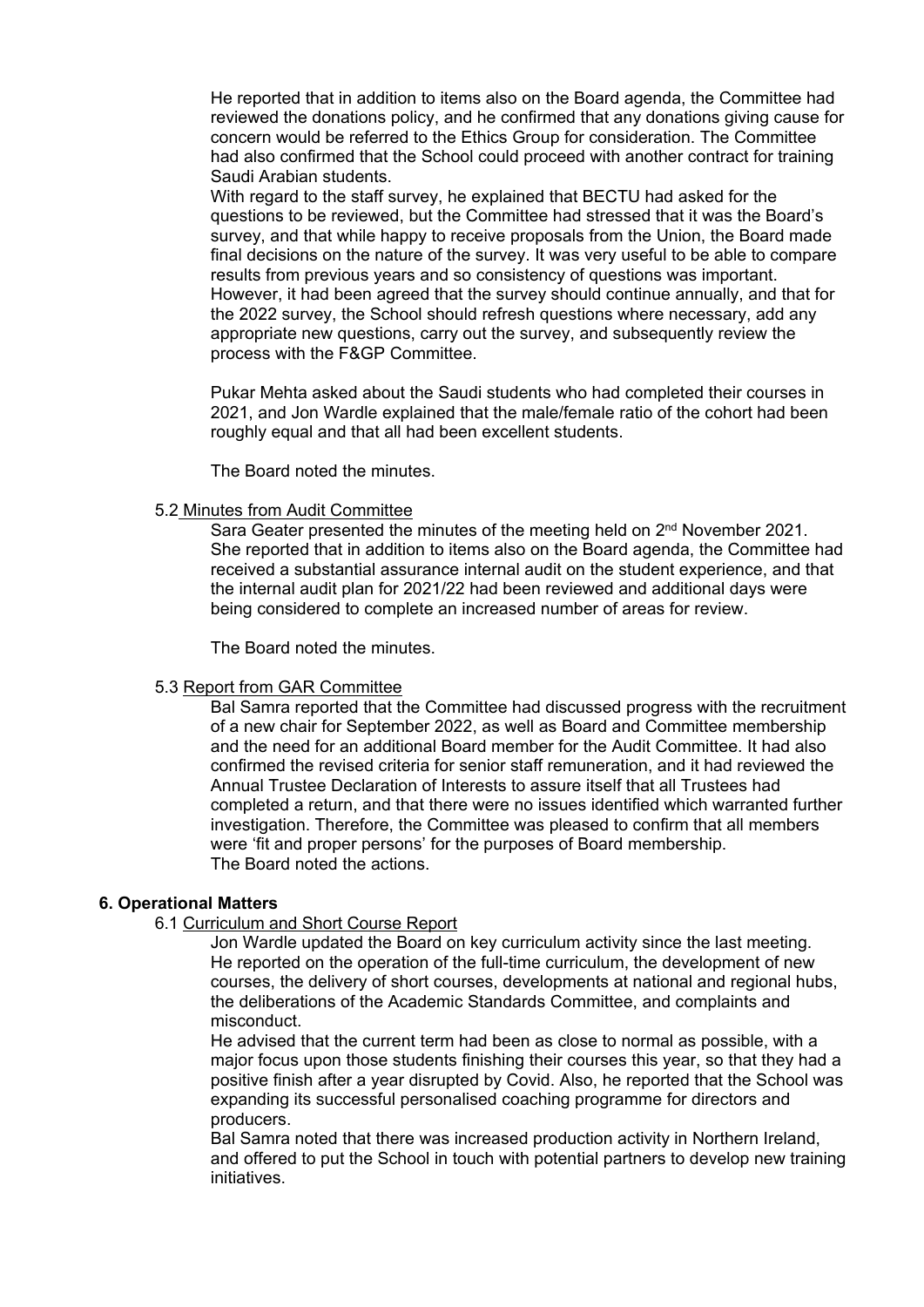He reported that in addition to items also on the Board agenda, the Committee had reviewed the donations policy, and he confirmed that any donations giving cause for concern would be referred to the Ethics Group for consideration. The Committee had also confirmed that the School could proceed with another contract for training Saudi Arabian students.

With regard to the staff survey, he explained that BECTU had asked for the questions to be reviewed, but the Committee had stressed that it was the Board's survey, and that while happy to receive proposals from the Union, the Board made final decisions on the nature of the survey. It was very useful to be able to compare results from previous years and so consistency of questions was important. However, it had been agreed that the survey should continue annually, and that for the 2022 survey, the School should refresh questions where necessary, add any appropriate new questions, carry out the survey, and subsequently review the process with the F&GP Committee.

Pukar Mehta asked about the Saudi students who had completed their courses in 2021, and Jon Wardle explained that the male/female ratio of the cohort had been roughly equal and that all had been excellent students.

The Board noted the minutes.

5.2 Minutes from Audit Committee

Sara Geater presented the minutes of the meeting held on 2nd November 2021. She reported that in addition to items also on the Board agenda, the Committee had received a substantial assurance internal audit on the student experience, and that the internal audit plan for 2021/22 had been reviewed and additional days were being considered to complete an increased number of areas for review.

The Board noted the minutes.

5.3 Report from GAR Committee

Bal Samra reported that the Committee had discussed progress with the recruitment of a new chair for September 2022, as well as Board and Committee membership and the need for an additional Board member for the Audit Committee. It had also confirmed the revised criteria for senior staff remuneration, and it had reviewed the Annual Trustee Declaration of Interests to assure itself that all Trustees had completed a return, and that there were no issues identified which warranted further investigation. Therefore, the Committee was pleased to confirm that all members were 'fit and proper persons' for the purposes of Board membership.
The Board noted the actions.

**6. Operational Matters**

6.1 Curriculum and Short Course Report

Jon Wardle updated the Board on key curriculum activity since the last meeting. He reported on the operation of the full-time curriculum, the development of new courses, the delivery of short courses, developments at national and regional hubs, the deliberations of the Academic Standards Committee, and complaints and misconduct.

He advised that the current term had been as close to normal as possible, with a major focus upon those students finishing their courses this year, so that they had a positive finish after a year disrupted by Covid. Also, he reported that the School was expanding its successful personalised coaching programme for directors and producers.

Bal Samra noted that there was increased production activity in Northern Ireland, and offered to put the School in touch with potential partners to develop new training initiatives.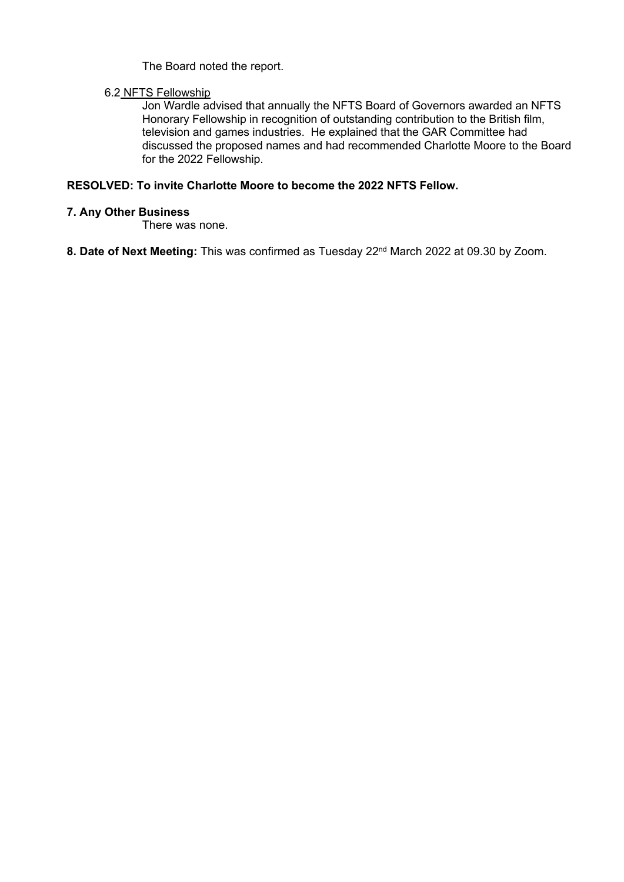The Board noted the report.

6.2 NFTS Fellowship

Jon Wardle advised that annually the NFTS Board of Governors awarded an NFTS Honorary Fellowship in recognition of outstanding contribution to the British film, television and games industries. He explained that the GAR Committee had discussed the proposed names and had recommended Charlotte Moore to the Board for the 2022 Fellowship.

**RESOLVED: To invite Charlotte Moore to become the 2022 NFTS Fellow.**

**7. Any Other Business**

There was none.

**8. Date of Next Meeting:** This was confirmed as Tuesday 22nd March 2022 at 09.30 by Zoom.